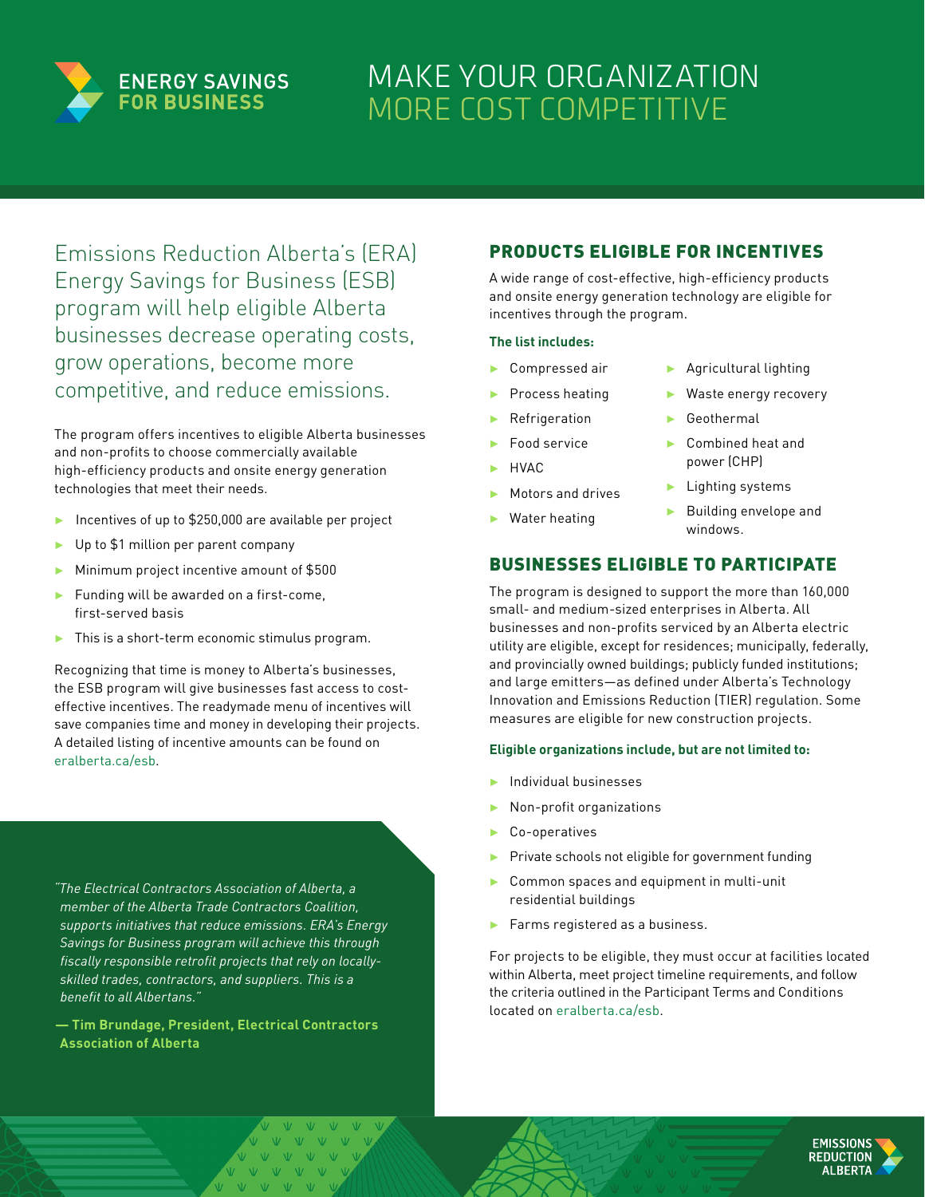ENERGY SAVINGS FOR BUSINESS

# MAKE YOUR ORGANIZATION MORE COST COMPETITIVE

Emissions Reduction Alberta's (ERA) Energy Savings for Business (ESB) program will help eligible Alberta businesses decrease operating costs, grow operations, become more competitive, and reduce emissions.

The program offers incentives to eligible Alberta businesses and non-profits to choose commercially available high-efficiency products and onsite energy generation technologies that meet their needs.

- Incentives of up to $250,000 are available per project
- Up to $1 million per parent company
- Minimum project incentive amount of $500
- Funding will be awarded on a first-come, first-served basis
- This is a short-term economic stimulus program.

Recognizing that time is money to Alberta's businesses, the ESB program will give businesses fast access to cost-effective incentives. The readymade menu of incentives will save companies time and money in developing their projects. A detailed listing of incentive amounts can be found on eralberta.ca/esb.

*"The Electrical Contractors Association of Alberta, a member of the Alberta Trade Contractors Coalition, supports initiatives that reduce emissions. ERA's Energy Savings for Business program will achieve this through fiscally responsible retrofit projects that rely on locally-skilled trades, contractors, and suppliers. This is a benefit to all Albertans."*

**— Tim Brundage, President, Electrical Contractors Association of Alberta**

## PRODUCTS ELIGIBLE FOR INCENTIVES

A wide range of cost-effective, high-efficiency products and onsite energy generation technology are eligible for incentives through the program.

**The list includes:**

- Compressed air
- Process heating
- Refrigeration
- Food service
- HVAC
- Motors and drives
- Water heating
- Agricultural lighting
- Waste energy recovery
- Geothermal
- Combined heat and power (CHP)
- Lighting systems
- Building envelope and windows.

## BUSINESSES ELIGIBLE TO PARTICIPATE

The program is designed to support the more than 160,000 small- and medium-sized enterprises in Alberta. All businesses and non-profits serviced by an Alberta electric utility are eligible, except for residences; municipally, federally, and provincially owned buildings; publicly funded institutions; and large emitters—as defined under Alberta's Technology Innovation and Emissions Reduction (TIER) regulation. Some measures are eligible for new construction projects.

**Eligible organizations include, but are not limited to:**

- Individual businesses
- Non-profit organizations
- Co-operatives
- Private schools not eligible for government funding
- Common spaces and equipment in multi-unit residential buildings
- Farms registered as a business.

For projects to be eligible, they must occur at facilities located within Alberta, meet project timeline requirements, and follow the criteria outlined in the Participant Terms and Conditions located on eralberta.ca/esb.

EMISSIONS REDUCTION ALBERTA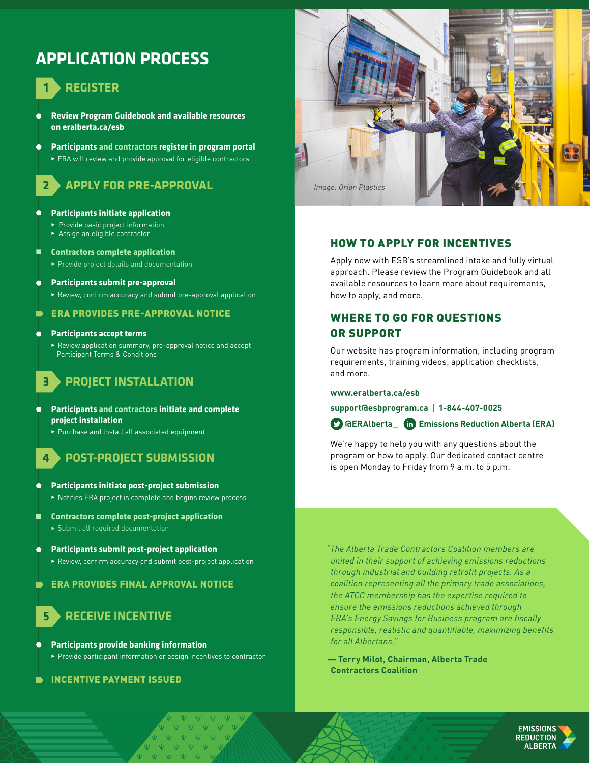# APPLICATION PROCESS

## 1 REGISTER

- **Review Program Guidebook and available resources on eralberta.ca/esb**
- **Participants and contractors register in program portal**
  - ERA will review and provide approval for eligible contractors

## 2 APPLY FOR PRE-APPROVAL

- **Participants initiate application**
  - Provide basic project information
  - Assign an eligible contractor
- **Contractors complete application**
  - Provide project details and documentation
- **Participants submit pre-approval**
  - Review, confirm accuracy and submit pre-approval application
- **ERA PROVIDES PRE-APPROVAL NOTICE**
- **Participants accept terms**
  - Review application summary, pre-approval notice and accept Participant Terms & Conditions

## 3 PROJECT INSTALLATION

- **Participants and contractors initiate and complete project installation**
  - Purchase and install all associated equipment

## 4 POST-PROJECT SUBMISSION

- **Participants initiate post-project submission**
  - Notifies ERA project is complete and begins review process
- **Contractors complete post-project application**
  - Submit all required documentation
- **Participants submit post-project application**
  - Review, confirm accuracy and submit post-project application
- **ERA PROVIDES FINAL APPROVAL NOTICE**

## 5 RECEIVE INCENTIVE

- **Participants provide banking information**
  - Provide participant information or assign incentives to contractor
- **INCENTIVE PAYMENT ISSUED**

*Image: Orion Plastics*

## HOW TO APPLY FOR INCENTIVES

Apply now with ESB's streamlined intake and fully virtual approach. Please review the Program Guidebook and all available resources to learn more about requirements, how to apply, and more.

## WHERE TO GO FOR QUESTIONS OR SUPPORT

Our website has program information, including program requirements, training videos, application checklists, and more.

**www.eralberta.ca/esb**

**support@esbprogram.ca | 1-844-407-0025**

**@ERAlberta_** **Emissions Reduction Alberta (ERA)**

We're happy to help you with any questions about the program or how to apply. Our dedicated contact centre is open Monday to Friday from 9 a.m. to 5 p.m.

*"The Alberta Trade Contractors Coalition members are united in their support of achieving emissions reductions through industrial and building retrofit projects. As a coalition representing all the primary trade associations, the ATCC membership has the expertise required to ensure the emissions reductions achieved through ERA's Energy Savings for Business program are fiscally responsible, realistic and quantifiable, maximizing benefits for all Albertans."*

**— Terry Milot, Chairman, Alberta Trade Contractors Coalition**

EMISSIONS REDUCTION ALBERTA